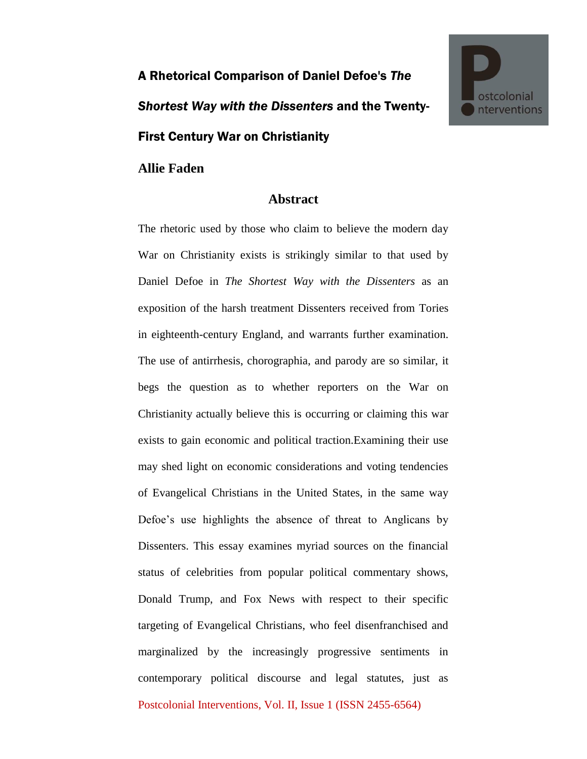# A Rhetorical Comparison of Daniel Defoe's *The Shortest Way with the Dissenters* and the Twenty-First Century War on Christianity

**Allie Faden**

## Abstract

The rhetoric used by those who claim to believe the modern day War on Christianity exists is strikingly similar to that used by Daniel Defoe in *The Shortest Way with the Dissenters* as an exposition of the harsh treatment Dissenters received from Tories in eighteenth-century England, and warrants further examination. The use of antirrhesis, chorographia, and parody are so similar, it begs the question as to whether reporters on the War on Christianity actually believe this is occurring or claiming this war exists to gain economic and political traction.Examining their use may shed light on economic considerations and voting tendencies of Evangelical Christians in the United States, in the same way Defoe's use highlights the absence of threat to Anglicans by Dissenters. This essay examines myriad sources on the financial status of celebrities from popular political commentary shows, Donald Trump, and Fox News with respect to their specific targeting of Evangelical Christians, who feel disenfranchised and marginalized by the increasingly progressive sentiments in contemporary political discourse and legal statutes, just as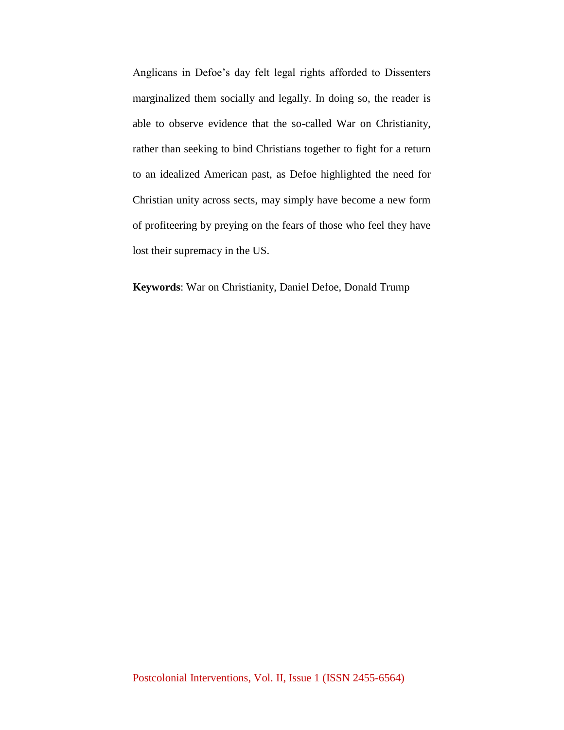Anglicans in Defoe's day felt legal rights afforded to Dissenters marginalized them socially and legally. In doing so, the reader is able to observe evidence that the so-called War on Christianity, rather than seeking to bind Christians together to fight for a return to an idealized American past, as Defoe highlighted the need for Christian unity across sects, may simply have become a new form of profiteering by preying on the fears of those who feel they have lost their supremacy in the US.

**Keywords**: War on Christianity, Daniel Defoe, Donald Trump